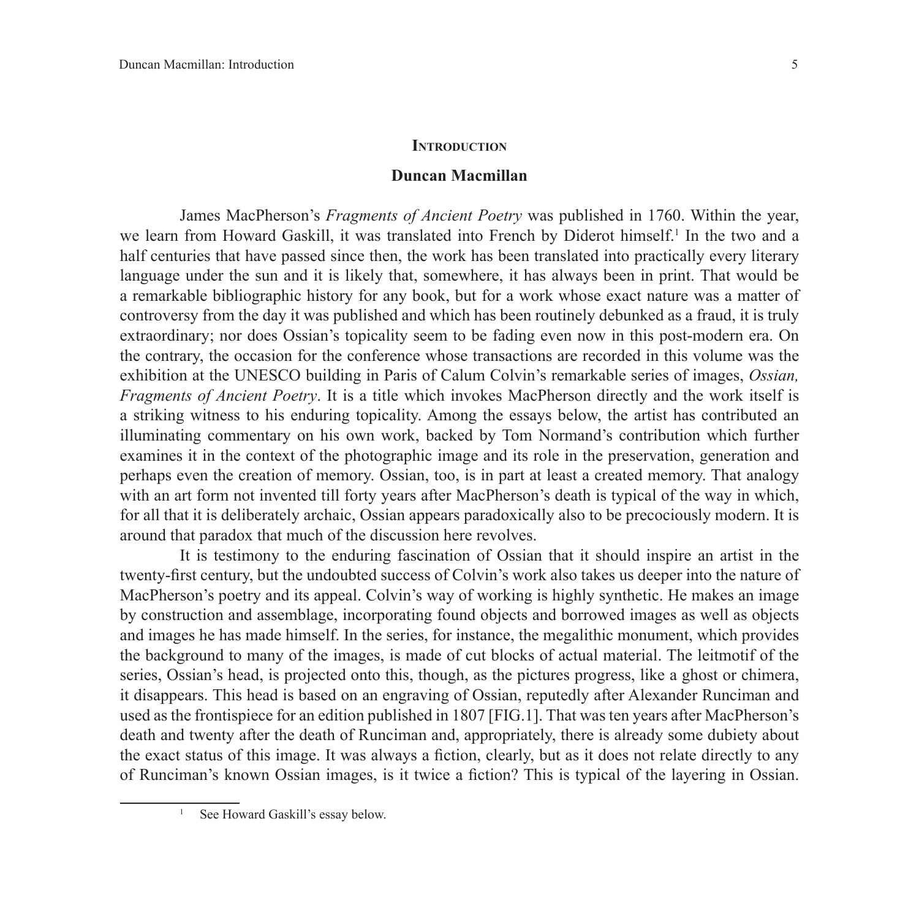# Introduction

## Duncan Macmillan

James MacPherson's *Fragments of Ancient Poetry* was published in 1760. Within the year, we learn from Howard Gaskill, it was translated into French by Diderot himself.[1] In the two and a half centuries that have passed since then, the work has been translated into practically every literary language under the sun and it is likely that, somewhere, it has always been in print. That would be a remarkable bibliographic history for any book, but for a work whose exact nature was a matter of controversy from the day it was published and which has been routinely debunked as a fraud, it is truly extraordinary; nor does Ossian's topicality seem to be fading even now in this post-modern era. On the contrary, the occasion for the conference whose transactions are recorded in this volume was the exhibition at the UNESCO building in Paris of Calum Colvin's remarkable series of images, *Ossian, Fragments of Ancient Poetry*. It is a title which invokes MacPherson directly and the work itself is a striking witness to his enduring topicality. Among the essays below, the artist has contributed an illuminating commentary on his own work, backed by Tom Normand's contribution which further examines it in the context of the photographic image and its role in the preservation, generation and perhaps even the creation of memory. Ossian, too, is in part at least a created memory. That analogy with an art form not invented till forty years after MacPherson's death is typical of the way in which, for all that it is deliberately archaic, Ossian appears paradoxically also to be precociously modern. It is around that paradox that much of the discussion here revolves.

It is testimony to the enduring fascination of Ossian that it should inspire an artist in the twenty-first century, but the undoubted success of Colvin's work also takes us deeper into the nature of MacPherson's poetry and its appeal. Colvin's way of working is highly synthetic. He makes an image by construction and assemblage, incorporating found objects and borrowed images as well as objects and images he has made himself. In the series, for instance, the megalithic monument, which provides the background to many of the images, is made of cut blocks of actual material. The leitmotif of the series, Ossian's head, is projected onto this, though, as the pictures progress, like a ghost or chimera, it disappears. This head is based on an engraving of Ossian, reputedly after Alexander Runciman and used as the frontispiece for an edition published in 1807 [FIG.1]. That was ten years after MacPherson's death and twenty after the death of Runciman and, appropriately, there is already some dubiety about the exact status of this image. It was always a fiction, clearly, but as it does not relate directly to any of Runciman's known Ossian images, is it twice a fiction? This is typical of the layering in Ossian.

---

[1] See Howard Gaskill's essay below.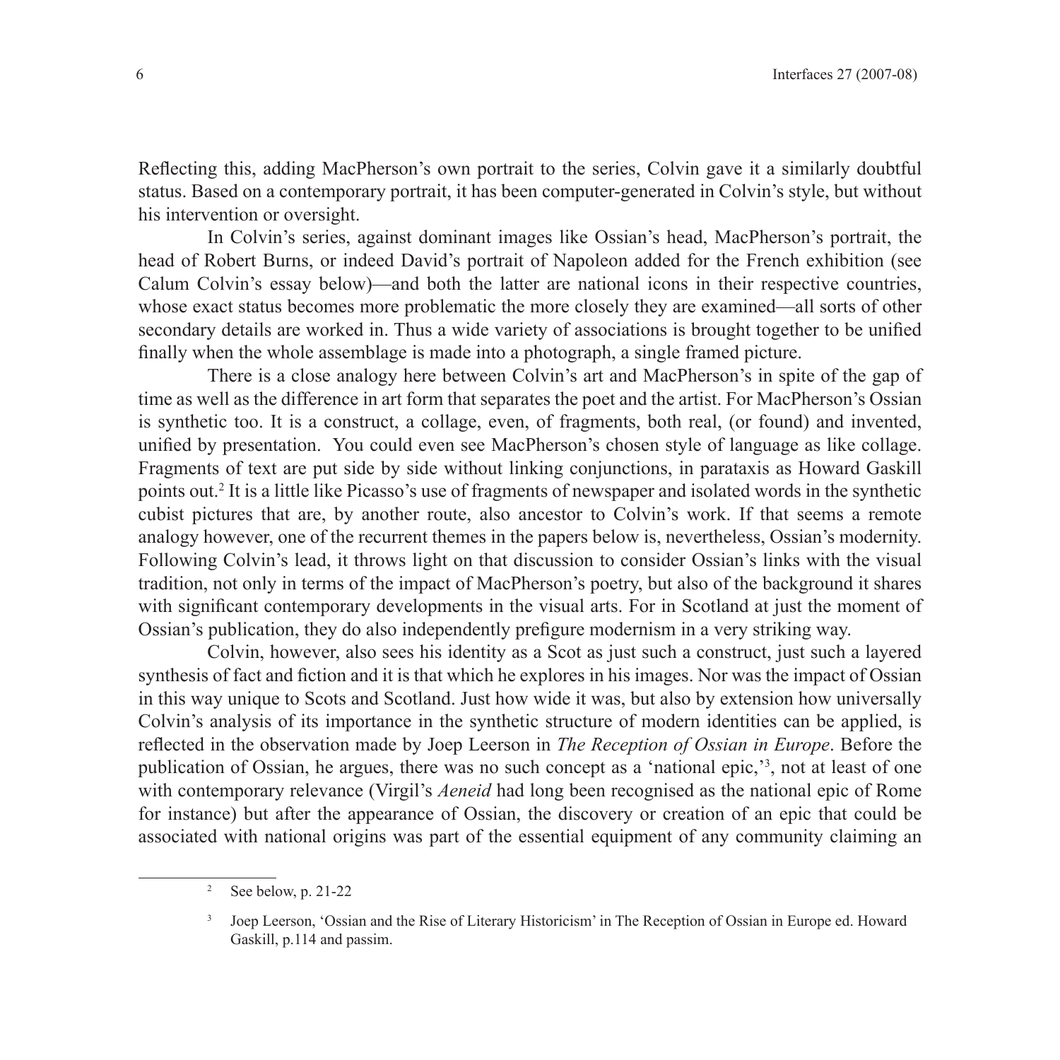Reflecting this, adding MacPherson's own portrait to the series, Colvin gave it a similarly doubtful status. Based on a contemporary portrait, it has been computer-generated in Colvin's style, but without his intervention or oversight.

In Colvin's series, against dominant images like Ossian's head, MacPherson's portrait, the head of Robert Burns, or indeed David's portrait of Napoleon added for the French exhibition (see Calum Colvin's essay below)—and both the latter are national icons in their respective countries, whose exact status becomes more problematic the more closely they are examined—all sorts of other secondary details are worked in. Thus a wide variety of associations is brought together to be unified finally when the whole assemblage is made into a photograph, a single framed picture.

There is a close analogy here between Colvin's art and MacPherson's in spite of the gap of time as well as the difference in art form that separates the poet and the artist. For MacPherson's Ossian is synthetic too. It is a construct, a collage, even, of fragments, both real, (or found) and invented, unified by presentation. You could even see MacPherson's chosen style of language as like collage. Fragments of text are put side by side without linking conjunctions, in parataxis as Howard Gaskill points out.[2] It is a little like Picasso's use of fragments of newspaper and isolated words in the synthetic cubist pictures that are, by another route, also ancestor to Colvin's work. If that seems a remote analogy however, one of the recurrent themes in the papers below is, nevertheless, Ossian's modernity. Following Colvin's lead, it throws light on that discussion to consider Ossian's links with the visual tradition, not only in terms of the impact of MacPherson's poetry, but also of the background it shares with significant contemporary developments in the visual arts. For in Scotland at just the moment of Ossian's publication, they do also independently prefigure modernism in a very striking way.

Colvin, however, also sees his identity as a Scot as just such a construct, just such a layered synthesis of fact and fiction and it is that which he explores in his images. Nor was the impact of Ossian in this way unique to Scots and Scotland. Just how wide it was, but also by extension how universally Colvin's analysis of its importance in the synthetic structure of modern identities can be applied, is reflected in the observation made by Joep Leerson in *The Reception of Ossian in Europe*. Before the publication of Ossian, he argues, there was no such concept as a 'national epic,'[3], not at least of one with contemporary relevance (Virgil's *Aeneid* had long been recognised as the national epic of Rome for instance) but after the appearance of Ossian, the discovery or creation of an epic that could be associated with national origins was part of the essential equipment of any community claiming an

---

[2] See below, p. 21-22

[3] Joep Leerson, 'Ossian and the Rise of Literary Historicism' in The Reception of Ossian in Europe ed. Howard Gaskill, p.114 and passim.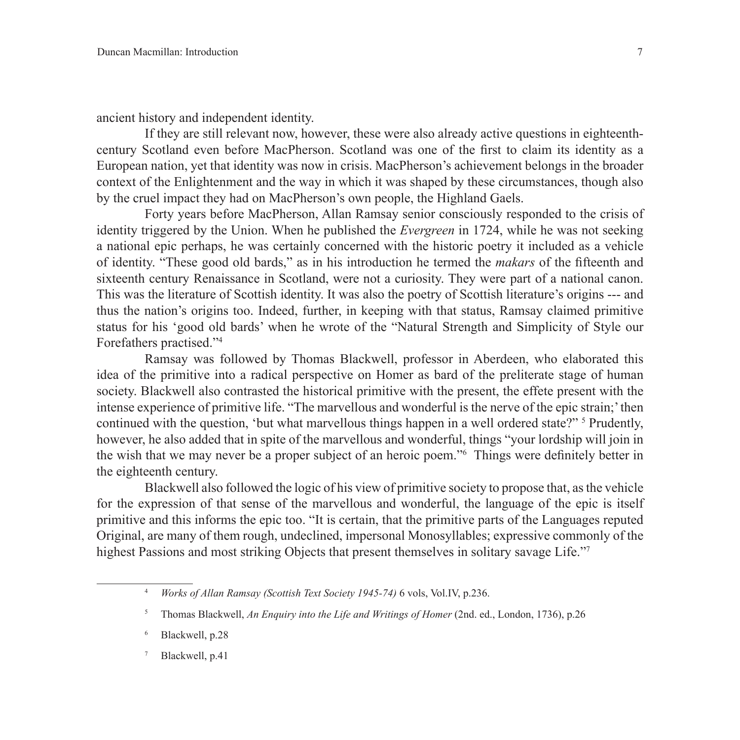ancient history and independent identity.

If they are still relevant now, however, these were also already active questions in eighteenth-century Scotland even before MacPherson. Scotland was one of the first to claim its identity as a European nation, yet that identity was now in crisis. MacPherson's achievement belongs in the broader context of the Enlightenment and the way in which it was shaped by these circumstances, though also by the cruel impact they had on MacPherson's own people, the Highland Gaels.

Forty years before MacPherson, Allan Ramsay senior consciously responded to the crisis of identity triggered by the Union. When he published the *Evergreen* in 1724, while he was not seeking a national epic perhaps, he was certainly concerned with the historic poetry it included as a vehicle of identity. "These good old bards," as in his introduction he termed the *makars* of the fifteenth and sixteenth century Renaissance in Scotland, were not a curiosity. They were part of a national canon. This was the literature of Scottish identity. It was also the poetry of Scottish literature's origins --- and thus the nation's origins too. Indeed, further, in keeping with that status, Ramsay claimed primitive status for his 'good old bards' when he wrote of the "Natural Strength and Simplicity of Style our Forefathers practised."[4]

Ramsay was followed by Thomas Blackwell, professor in Aberdeen, who elaborated this idea of the primitive into a radical perspective on Homer as bard of the preliterate stage of human society. Blackwell also contrasted the historical primitive with the present, the effete present with the intense experience of primitive life. "The marvellous and wonderful is the nerve of the epic strain;' then continued with the question, 'but what marvellous things happen in a well ordered state?" [5] Prudently, however, he also added that in spite of the marvellous and wonderful, things "your lordship will join in the wish that we may never be a proper subject of an heroic poem."[6] Things were definitely better in the eighteenth century.

Blackwell also followed the logic of his view of primitive society to propose that, as the vehicle for the expression of that sense of the marvellous and wonderful, the language of the epic is itself primitive and this informs the epic too. "It is certain, that the primitive parts of the Languages reputed Original, are many of them rough, undeclined, impersonal Monosyllables; expressive commonly of the highest Passions and most striking Objects that present themselves in solitary savage Life."[7]

---

[4] *Works of Allan Ramsay (Scottish Text Society 1945-74)* 6 vols, Vol.IV, p.236.

[5] Thomas Blackwell, *An Enquiry into the Life and Writings of Homer* (2nd. ed., London, 1736), p.26

[6] Blackwell, p.28

[7] Blackwell, p.41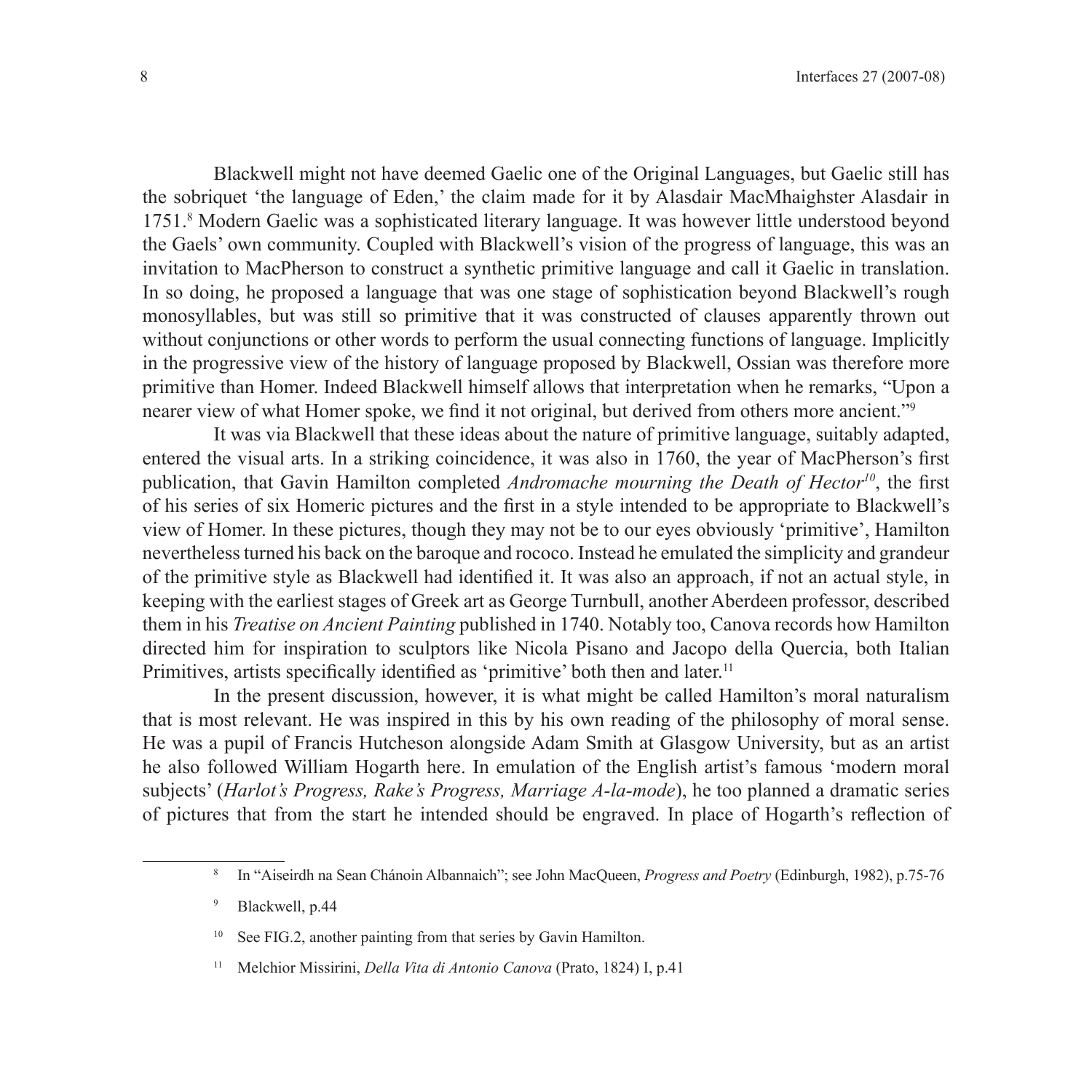Blackwell might not have deemed Gaelic one of the Original Languages, but Gaelic still has the sobriquet 'the language of Eden,' the claim made for it by Alasdair MacMhaighster Alasdair in 1751.[8] Modern Gaelic was a sophisticated literary language. It was however little understood beyond the Gaels' own community. Coupled with Blackwell's vision of the progress of language, this was an invitation to MacPherson to construct a synthetic primitive language and call it Gaelic in translation. In so doing, he proposed a language that was one stage of sophistication beyond Blackwell's rough monosyllables, but was still so primitive that it was constructed of clauses apparently thrown out without conjunctions or other words to perform the usual connecting functions of language. Implicitly in the progressive view of the history of language proposed by Blackwell, Ossian was therefore more primitive than Homer. Indeed Blackwell himself allows that interpretation when he remarks, "Upon a nearer view of what Homer spoke, we find it not original, but derived from others more ancient."[9]

It was via Blackwell that these ideas about the nature of primitive language, suitably adapted, entered the visual arts. In a striking coincidence, it was also in 1760, the year of MacPherson's first publication, that Gavin Hamilton completed *Andromache mourning the Death of Hector*[10], the first of his series of six Homeric pictures and the first in a style intended to be appropriate to Blackwell's view of Homer. In these pictures, though they may not be to our eyes obviously 'primitive', Hamilton nevertheless turned his back on the baroque and rococo. Instead he emulated the simplicity and grandeur of the primitive style as Blackwell had identified it. It was also an approach, if not an actual style, in keeping with the earliest stages of Greek art as George Turnbull, another Aberdeen professor, described them in his *Treatise on Ancient Painting* published in 1740. Notably too, Canova records how Hamilton directed him for inspiration to sculptors like Nicola Pisano and Jacopo della Quercia, both Italian Primitives, artists specifically identified as 'primitive' both then and later.[11]

In the present discussion, however, it is what might be called Hamilton's moral naturalism that is most relevant. He was inspired in this by his own reading of the philosophy of moral sense. He was a pupil of Francis Hutcheson alongside Adam Smith at Glasgow University, but as an artist he also followed William Hogarth here. In emulation of the English artist's famous 'modern moral subjects' (*Harlot's Progress, Rake's Progress, Marriage A-la-mode*), he too planned a dramatic series of pictures that from the start he intended should be engraved. In place of Hogarth's reflection of

---

[8] In "Aiseirdh na Sean Chánoin Albannaich"; see John MacQueen, *Progress and Poetry* (Edinburgh, 1982), p.75-76

[9] Blackwell, p.44

[10] See FIG.2, another painting from that series by Gavin Hamilton.

[11] Melchior Missirini, *Della Vita di Antonio Canova* (Prato, 1824) I, p.41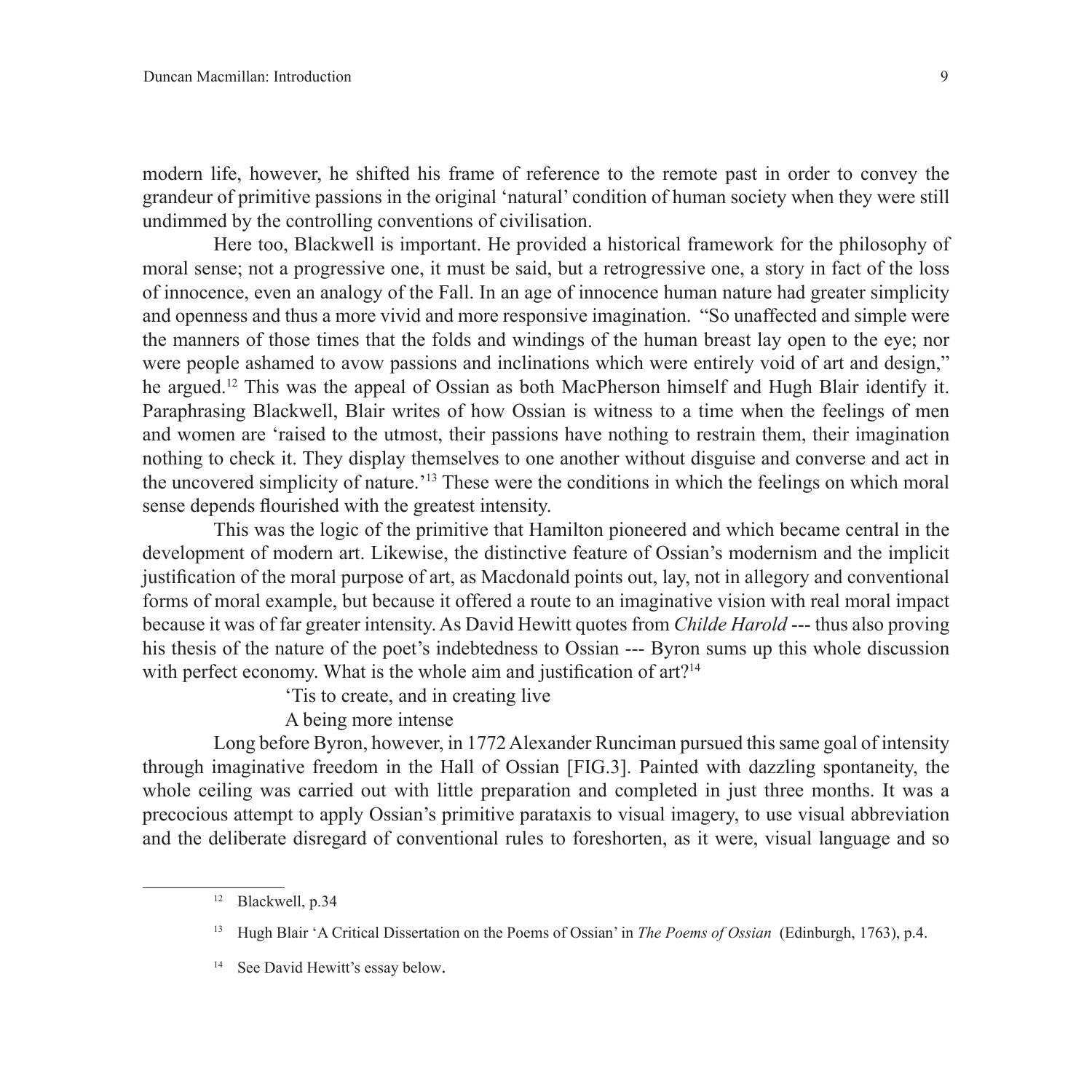modern life, however, he shifted his frame of reference to the remote past in order to convey the grandeur of primitive passions in the original 'natural' condition of human society when they were still undimmed by the controlling conventions of civilisation.

Here too, Blackwell is important. He provided a historical framework for the philosophy of moral sense; not a progressive one, it must be said, but a retrogressive one, a story in fact of the loss of innocence, even an analogy of the Fall. In an age of innocence human nature had greater simplicity and openness and thus a more vivid and more responsive imagination. "So unaffected and simple were the manners of those times that the folds and windings of the human breast lay open to the eye; nor were people ashamed to avow passions and inclinations which were entirely void of art and design," he argued.[12] This was the appeal of Ossian as both MacPherson himself and Hugh Blair identify it. Paraphrasing Blackwell, Blair writes of how Ossian is witness to a time when the feelings of men and women are 'raised to the utmost, their passions have nothing to restrain them, their imagination nothing to check it. They display themselves to one another without disguise and converse and act in the uncovered simplicity of nature.'[13] These were the conditions in which the feelings on which moral sense depends flourished with the greatest intensity.

This was the logic of the primitive that Hamilton pioneered and which became central in the development of modern art. Likewise, the distinctive feature of Ossian's modernism and the implicit justification of the moral purpose of art, as Macdonald points out, lay, not in allegory and conventional forms of moral example, but because it offered a route to an imaginative vision with real moral impact because it was of far greater intensity. As David Hewitt quotes from *Childe Harold* --- thus also proving his thesis of the nature of the poet's indebtedness to Ossian --- Byron sums up this whole discussion with perfect economy. What is the whole aim and justification of art?[14]

> 'Tis to create, and in creating live
> A being more intense

Long before Byron, however, in 1772 Alexander Runciman pursued this same goal of intensity through imaginative freedom in the Hall of Ossian [FIG.3]. Painted with dazzling spontaneity, the whole ceiling was carried out with little preparation and completed in just three months. It was a precocious attempt to apply Ossian's primitive parataxis to visual imagery, to use visual abbreviation and the deliberate disregard of conventional rules to foreshorten, as it were, visual language and so

---

[12] Blackwell, p.34

[13] Hugh Blair 'A Critical Dissertation on the Poems of Ossian' in *The Poems of Ossian* (Edinburgh, 1763), p.4.

[14] See David Hewitt's essay below.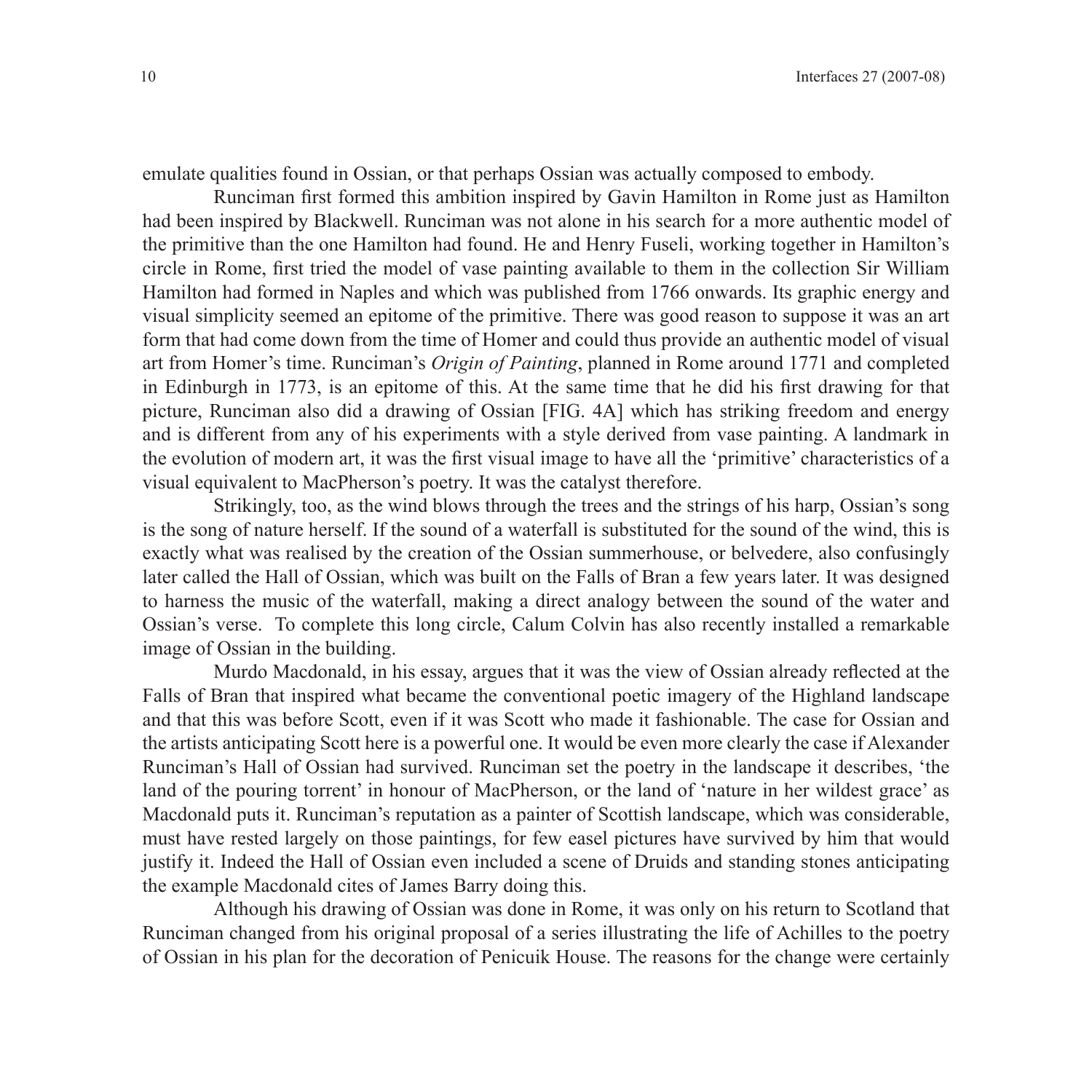emulate qualities found in Ossian, or that perhaps Ossian was actually composed to embody.

Runciman first formed this ambition inspired by Gavin Hamilton in Rome just as Hamilton had been inspired by Blackwell. Runciman was not alone in his search for a more authentic model of the primitive than the one Hamilton had found. He and Henry Fuseli, working together in Hamilton's circle in Rome, first tried the model of vase painting available to them in the collection Sir William Hamilton had formed in Naples and which was published from 1766 onwards. Its graphic energy and visual simplicity seemed an epitome of the primitive. There was good reason to suppose it was an art form that had come down from the time of Homer and could thus provide an authentic model of visual art from Homer's time. Runciman's *Origin of Painting*, planned in Rome around 1771 and completed in Edinburgh in 1773, is an epitome of this. At the same time that he did his first drawing for that picture, Runciman also did a drawing of Ossian [FIG. 4A] which has striking freedom and energy and is different from any of his experiments with a style derived from vase painting. A landmark in the evolution of modern art, it was the first visual image to have all the 'primitive' characteristics of a visual equivalent to MacPherson's poetry. It was the catalyst therefore.

Strikingly, too, as the wind blows through the trees and the strings of his harp, Ossian's song is the song of nature herself. If the sound of a waterfall is substituted for the sound of the wind, this is exactly what was realised by the creation of the Ossian summerhouse, or belvedere, also confusingly later called the Hall of Ossian, which was built on the Falls of Bran a few years later. It was designed to harness the music of the waterfall, making a direct analogy between the sound of the water and Ossian's verse. To complete this long circle, Calum Colvin has also recently installed a remarkable image of Ossian in the building.

Murdo Macdonald, in his essay, argues that it was the view of Ossian already reflected at the Falls of Bran that inspired what became the conventional poetic imagery of the Highland landscape and that this was before Scott, even if it was Scott who made it fashionable. The case for Ossian and the artists anticipating Scott here is a powerful one. It would be even more clearly the case if Alexander Runciman's Hall of Ossian had survived. Runciman set the poetry in the landscape it describes, 'the land of the pouring torrent' in honour of MacPherson, or the land of 'nature in her wildest grace' as Macdonald puts it. Runciman's reputation as a painter of Scottish landscape, which was considerable, must have rested largely on those paintings, for few easel pictures have survived by him that would justify it. Indeed the Hall of Ossian even included a scene of Druids and standing stones anticipating the example Macdonald cites of James Barry doing this.

Although his drawing of Ossian was done in Rome, it was only on his return to Scotland that Runciman changed from his original proposal of a series illustrating the life of Achilles to the poetry of Ossian in his plan for the decoration of Penicuik House. The reasons for the change were certainly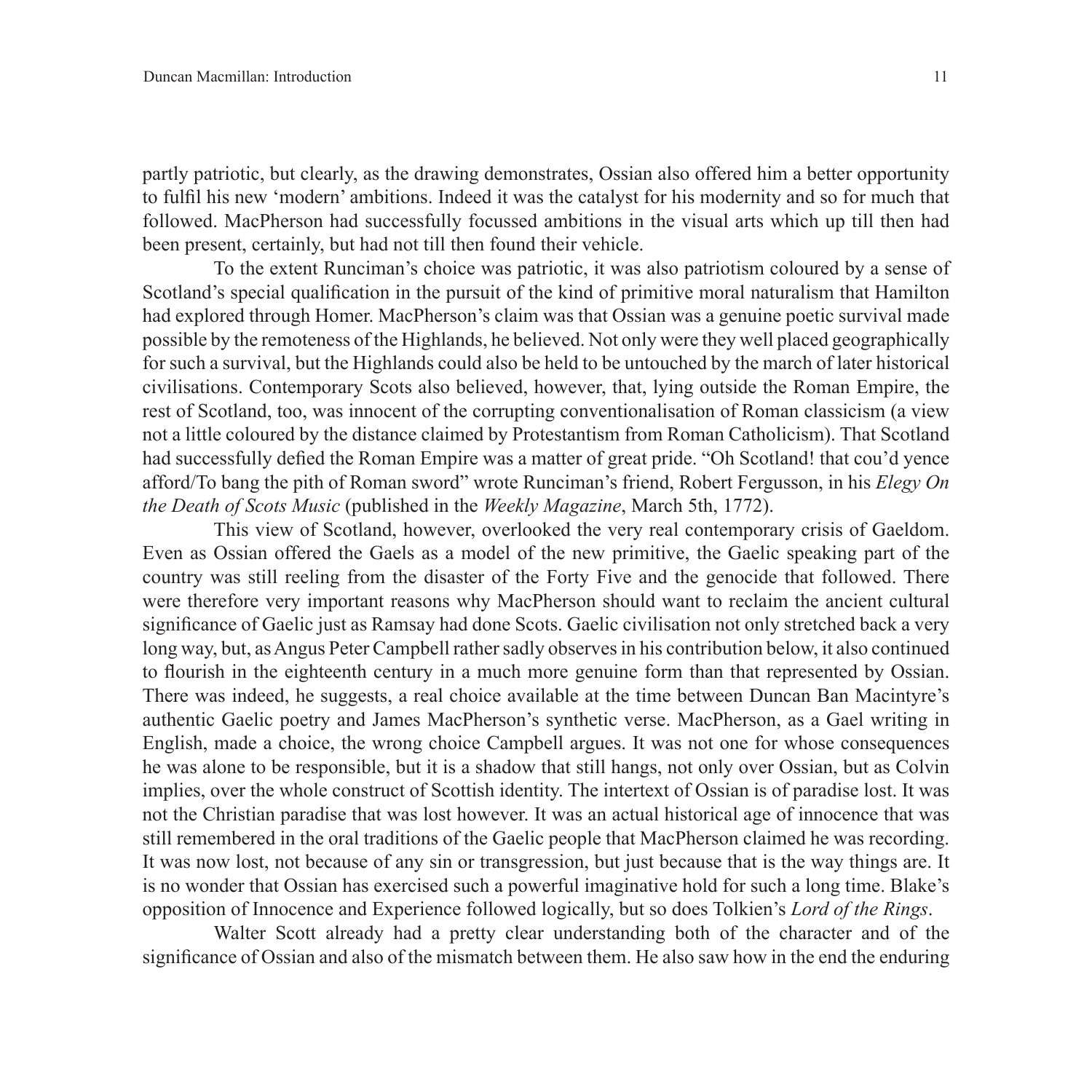partly patriotic, but clearly, as the drawing demonstrates, Ossian also offered him a better opportunity to fulfil his new 'modern' ambitions. Indeed it was the catalyst for his modernity and so for much that followed. MacPherson had successfully focussed ambitions in the visual arts which up till then had been present, certainly, but had not till then found their vehicle.

To the extent Runciman's choice was patriotic, it was also patriotism coloured by a sense of Scotland's special qualification in the pursuit of the kind of primitive moral naturalism that Hamilton had explored through Homer. MacPherson's claim was that Ossian was a genuine poetic survival made possible by the remoteness of the Highlands, he believed. Not only were they well placed geographically for such a survival, but the Highlands could also be held to be untouched by the march of later historical civilisations. Contemporary Scots also believed, however, that, lying outside the Roman Empire, the rest of Scotland, too, was innocent of the corrupting conventionalisation of Roman classicism (a view not a little coloured by the distance claimed by Protestantism from Roman Catholicism). That Scotland had successfully defied the Roman Empire was a matter of great pride. "Oh Scotland! that cou'd yence afford/To bang the pith of Roman sword" wrote Runciman's friend, Robert Fergusson, in his *Elegy On the Death of Scots Music* (published in the *Weekly Magazine*, March 5th, 1772).

This view of Scotland, however, overlooked the very real contemporary crisis of Gaeldom. Even as Ossian offered the Gaels as a model of the new primitive, the Gaelic speaking part of the country was still reeling from the disaster of the Forty Five and the genocide that followed. There were therefore very important reasons why MacPherson should want to reclaim the ancient cultural significance of Gaelic just as Ramsay had done Scots. Gaelic civilisation not only stretched back a very long way, but, as Angus Peter Campbell rather sadly observes in his contribution below, it also continued to flourish in the eighteenth century in a much more genuine form than that represented by Ossian. There was indeed, he suggests, a real choice available at the time between Duncan Ban Macintyre's authentic Gaelic poetry and James MacPherson's synthetic verse. MacPherson, as a Gael writing in English, made a choice, the wrong choice Campbell argues. It was not one for whose consequences he was alone to be responsible, but it is a shadow that still hangs, not only over Ossian, but as Colvin implies, over the whole construct of Scottish identity. The intertext of Ossian is of paradise lost. It was not the Christian paradise that was lost however. It was an actual historical age of innocence that was still remembered in the oral traditions of the Gaelic people that MacPherson claimed he was recording. It was now lost, not because of any sin or transgression, but just because that is the way things are. It is no wonder that Ossian has exercised such a powerful imaginative hold for such a long time. Blake's opposition of Innocence and Experience followed logically, but so does Tolkien's *Lord of the Rings*.

Walter Scott already had a pretty clear understanding both of the character and of the significance of Ossian and also of the mismatch between them. He also saw how in the end the enduring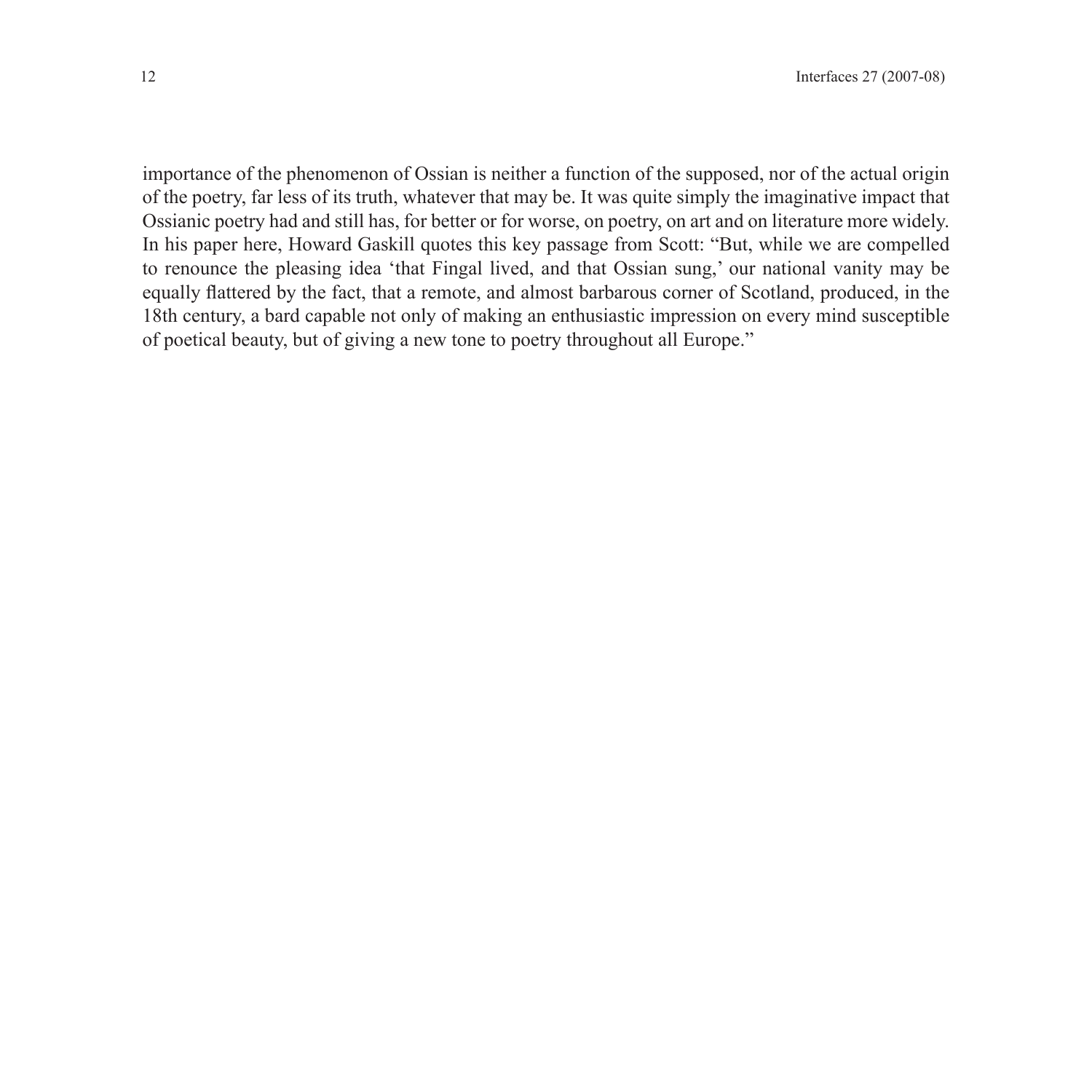importance of the phenomenon of Ossian is neither a function of the supposed, nor of the actual origin of the poetry, far less of its truth, whatever that may be. It was quite simply the imaginative impact that Ossianic poetry had and still has, for better or for worse, on poetry, on art and on literature more widely. In his paper here, Howard Gaskill quotes this key passage from Scott: "But, while we are compelled to renounce the pleasing idea 'that Fingal lived, and that Ossian sung,' our national vanity may be equally flattered by the fact, that a remote, and almost barbarous corner of Scotland, produced, in the 18th century, a bard capable not only of making an enthusiastic impression on every mind susceptible of poetical beauty, but of giving a new tone to poetry throughout all Europe."